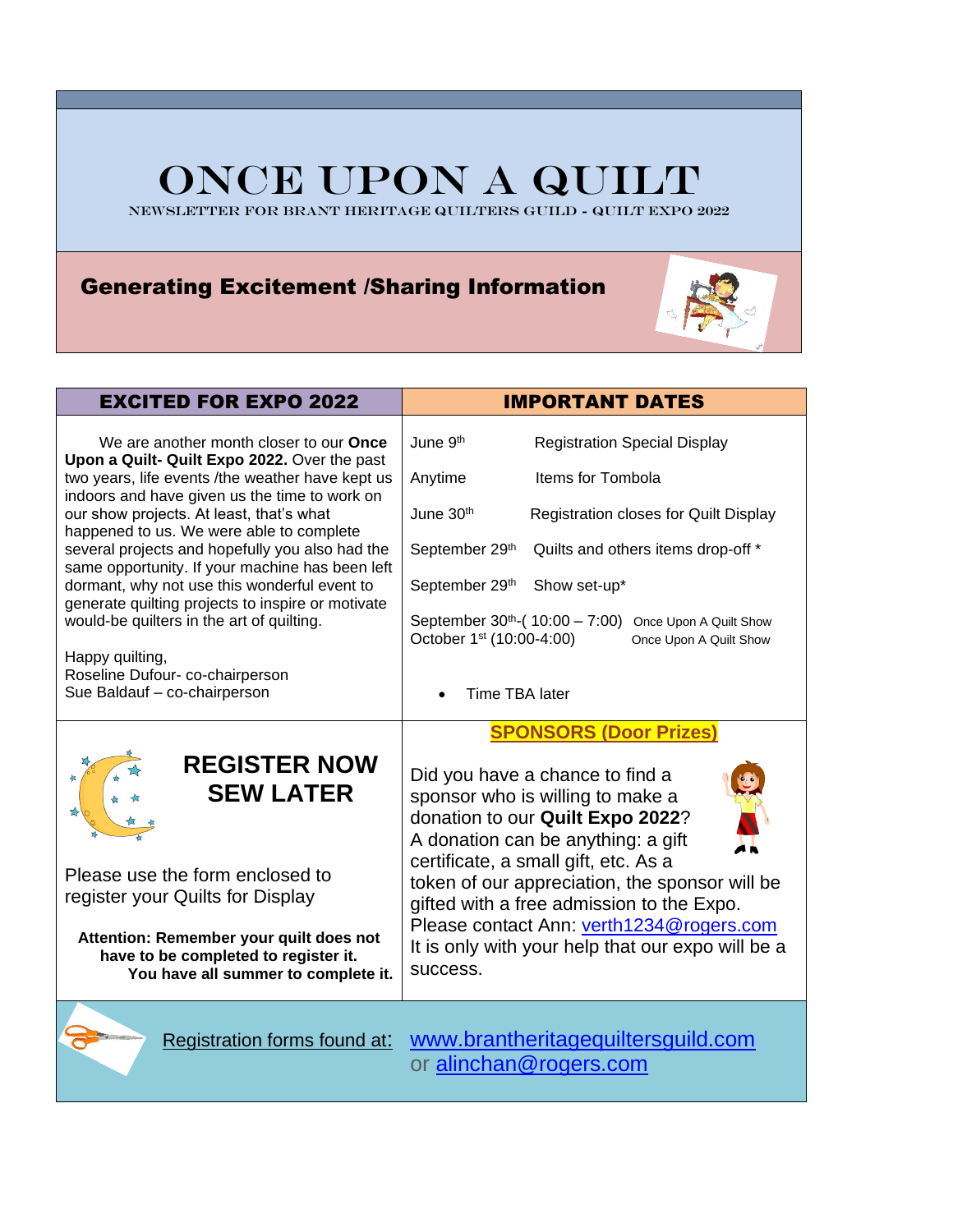# ONCE UPON A QUILT

NEWSLETTER FOR BRANT HERITAGE QUILTERS GUILD - QUILT EXPO 2022

## Generating Excitement /Sharing Information

### EXCITED FOR EXPO 2022

We are another month closer to our **Once Upon a Quilt- Quilt Expo 2022.** Over the past two years, life events /the weather have kept us indoors and have given us the time to work on our show projects. At least, that's what happened to us. We were able to complete several projects and hopefully you also had the same opportunity. If your machine has been left dormant, why not use this wonderful event to generate quilting projects to inspire or motivate would-be quilters in the art of quilting.

Happy quilting,
Roseline Dufour- co-chairperson
Sue Baldauf – co-chairperson

### IMPORTANT DATES

| Date | Event |
| --- | --- |
| June 9th | Registration Special Display |
| Anytime | Items for Tombola |
| June 30th | Registration closes for Quilt Display |
| September 29th | Quilts and others items drop-off * |
| September 29th | Show set-up* |
| September 30th-( 10:00 – 7:00) | Once Upon A Quilt Show |
| October 1st (10:00-4:00) | Once Upon A Quilt Show |

- Time TBA later

### REGISTER NOW SEW LATER

Please use the form enclosed to register your Quilts for Display

**Attention: Remember your quilt does not have to be completed to register it. You have all summer to complete it.**

### SPONSORS (Door Prizes)

Did you have a chance to find a sponsor who is willing to make a donation to our **Quilt Expo 2022**? A donation can be anything: a gift certificate, a small gift, etc. As a token of our appreciation, the sponsor will be gifted with a free admission to the Expo. Please contact Ann: verth1234@rogers.com It is only with your help that our expo will be a success.

Registration forms found at: www.brantheritagequiltersguild.com or alinchan@rogers.com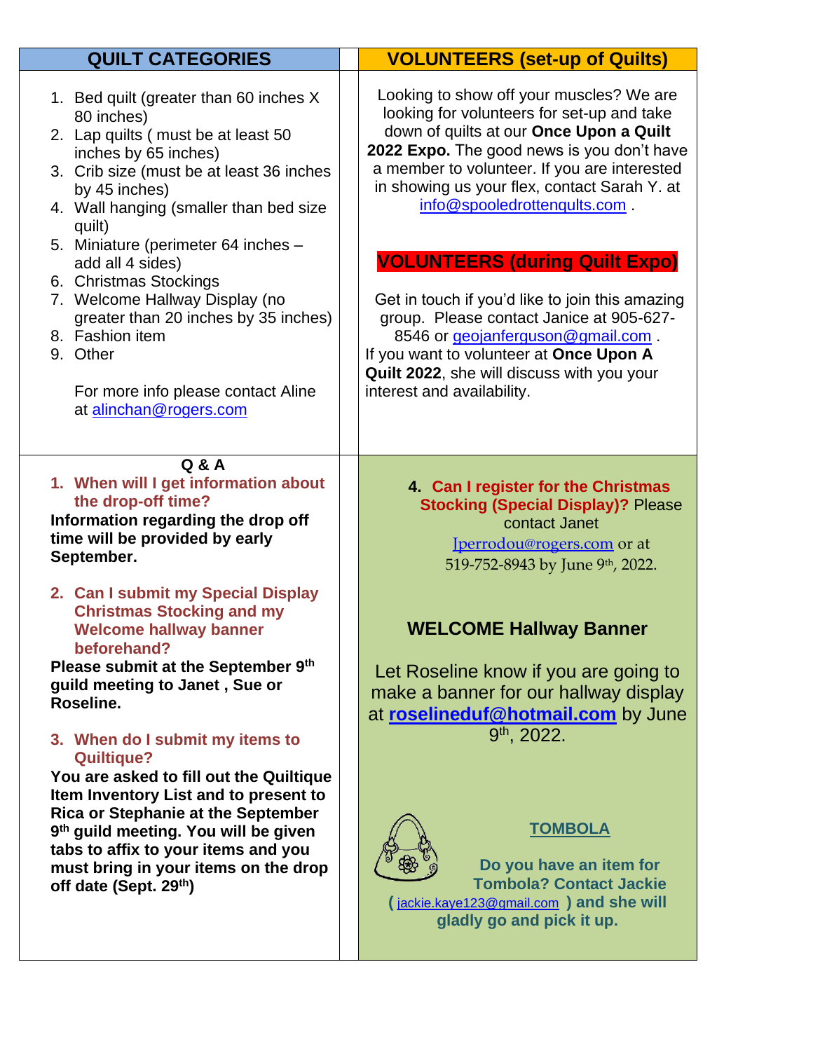## QUILT CATEGORIES

1. Bed quilt (greater than 60 inches X 80 inches)
2. Lap quilts ( must be at least 50 inches by 65 inches)
3. Crib size (must be at least 36 inches by 45 inches)
4. Wall hanging (smaller than bed size quilt)
5. Miniature (perimeter 64 inches – add all 4 sides)
6. Christmas Stockings
7. Welcome Hallway Display (no greater than 20 inches by 35 inches)
8. Fashion item
9. Other

For more info please contact Aline at alinchan@rogers.com

## VOLUNTEERS (set-up of Quilts)

Looking to show off your muscles? We are looking for volunteers for set-up and take down of quilts at our **Once Upon a Quilt 2022 Expo.** The good news is you don't have a member to volunteer. If you are interested in showing us your flex, contact Sarah Y. at info@spooledrottenqults.com .

## VOLUNTEERS (during Quilt Expo)

Get in touch if you'd like to join this amazing group. Please contact Janice at 905-627-8546 or geojanferguson@gmail.com .
If you want to volunteer at **Once Upon A Quilt 2022**, she will discuss with you your interest and availability.

## Q & A

1. **When will I get information about the drop-off time?**

**Information regarding the drop off time will be provided by early September.**

2. **Can I submit my Special Display Christmas Stocking and my Welcome hallway banner beforehand?**

**Please submit at the September 9th guild meeting to Janet , Sue or Roseline.**

3. **When do I submit my items to Quiltique?**

**You are asked to fill out the Quiltique Item Inventory List and to present to Rica or Stephanie at the September 9th guild meeting. You will be given tabs to affix to your items and you must bring in your items on the drop off date (Sept. 29th)**

4. **Can I register for the Christmas Stocking (Special Display)?** Please contact Janet Jperrodou@rogers.com or at 519-752-8943 by June 9th, 2022.

### WELCOME Hallway Banner

Let Roseline know if you are going to make a banner for our hallway display at **roselineduf@hotmail.com** by June 9th, 2022.

### TOMBOLA

**Do you have an item for Tombola? Contact Jackie ( jackie.kaye123@gmail.com ) and she will gladly go and pick it up.**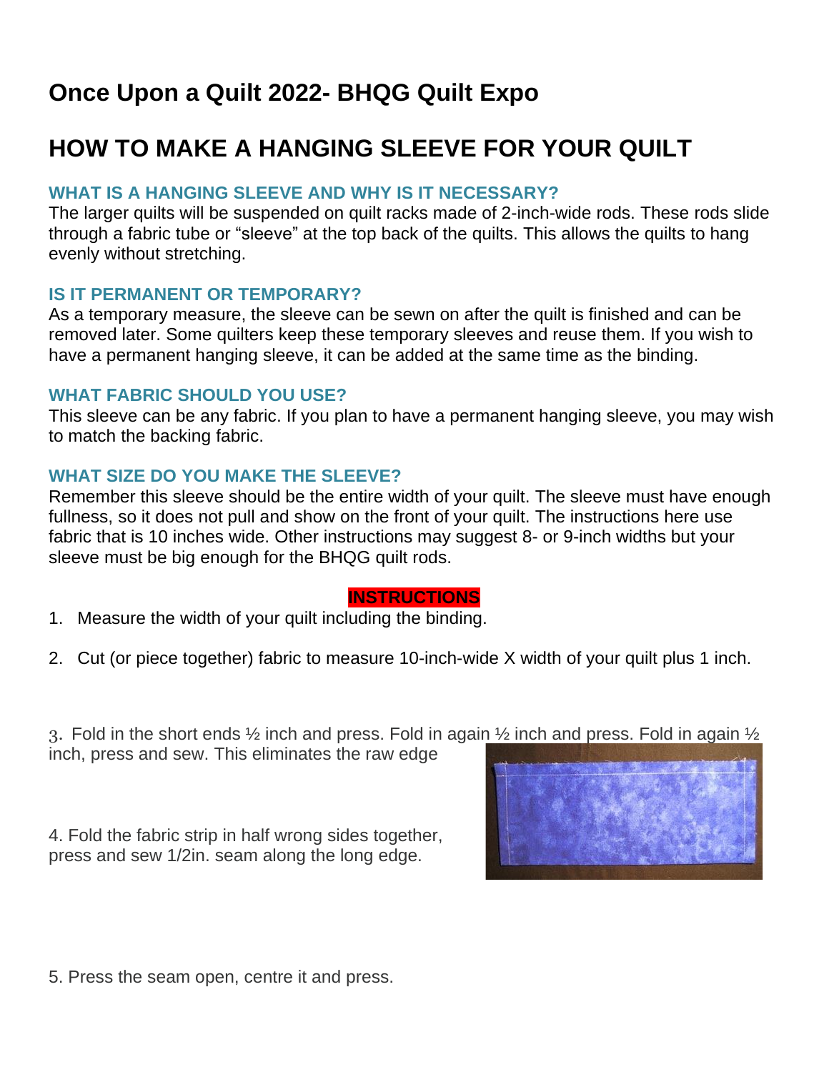# Once Upon a Quilt 2022- BHQG Quilt Expo

# HOW TO MAKE A HANGING SLEEVE FOR YOUR QUILT

### WHAT IS A HANGING SLEEVE AND WHY IS IT NECESSARY?

The larger quilts will be suspended on quilt racks made of 2-inch-wide rods. These rods slide through a fabric tube or "sleeve" at the top back of the quilts. This allows the quilts to hang evenly without stretching.

### IS IT PERMANENT OR TEMPORARY?

As a temporary measure, the sleeve can be sewn on after the quilt is finished and can be removed later. Some quilters keep these temporary sleeves and reuse them. If you wish to have a permanent hanging sleeve, it can be added at the same time as the binding.

### WHAT FABRIC SHOULD YOU USE?

This sleeve can be any fabric. If you plan to have a permanent hanging sleeve, you may wish to match the backing fabric.

### WHAT SIZE DO YOU MAKE THE SLEEVE?

Remember this sleeve should be the entire width of your quilt. The sleeve must have enough fullness, so it does not pull and show on the front of your quilt. The instructions here use fabric that is 10 inches wide. Other instructions may suggest 8- or 9-inch widths but your sleeve must be big enough for the BHQG quilt rods.

**INSTRUCTIONS**

1. Measure the width of your quilt including the binding.

2. Cut (or piece together) fabric to measure 10-inch-wide X width of your quilt plus 1 inch.

3. Fold in the short ends ½ inch and press. Fold in again ½ inch and press. Fold in again ½ inch, press and sew. This eliminates the raw edge

4. Fold the fabric strip in half wrong sides together, press and sew 1/2in. seam along the long edge.

5. Press the seam open, centre it and press.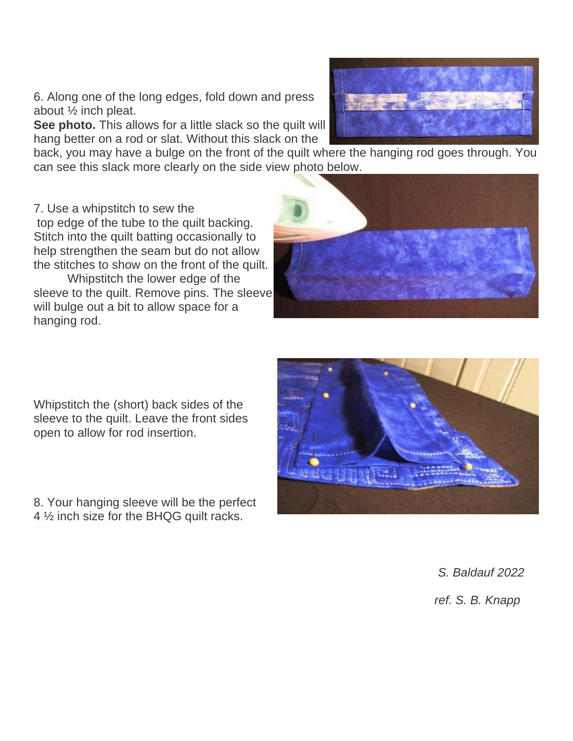6. Along one of the long edges, fold down and press about ½ inch pleat.
**See photo.** This allows for a little slack so the quilt will hang better on a rod or slat. Without this slack on the back, you may have a bulge on the front of the quilt where the hanging rod goes through. You can see this slack more clearly on the side view photo below.

7. Use a whipstitch to sew the top edge of the tube to the quilt backing. Stitch into the quilt batting occasionally to help strengthen the seam but do not allow the stitches to show on the front of the quilt.

Whipstitch the lower edge of the sleeve to the quilt. Remove pins. The sleeve will bulge out a bit to allow space for a hanging rod.

Whipstitch the (short) back sides of the sleeve to the quilt. Leave the front sides open to allow for rod insertion.

8. Your hanging sleeve will be the perfect 4 ½ inch size for the BHQG quilt racks.

*S. Baldauf 2022*

*ref. S. B. Knapp*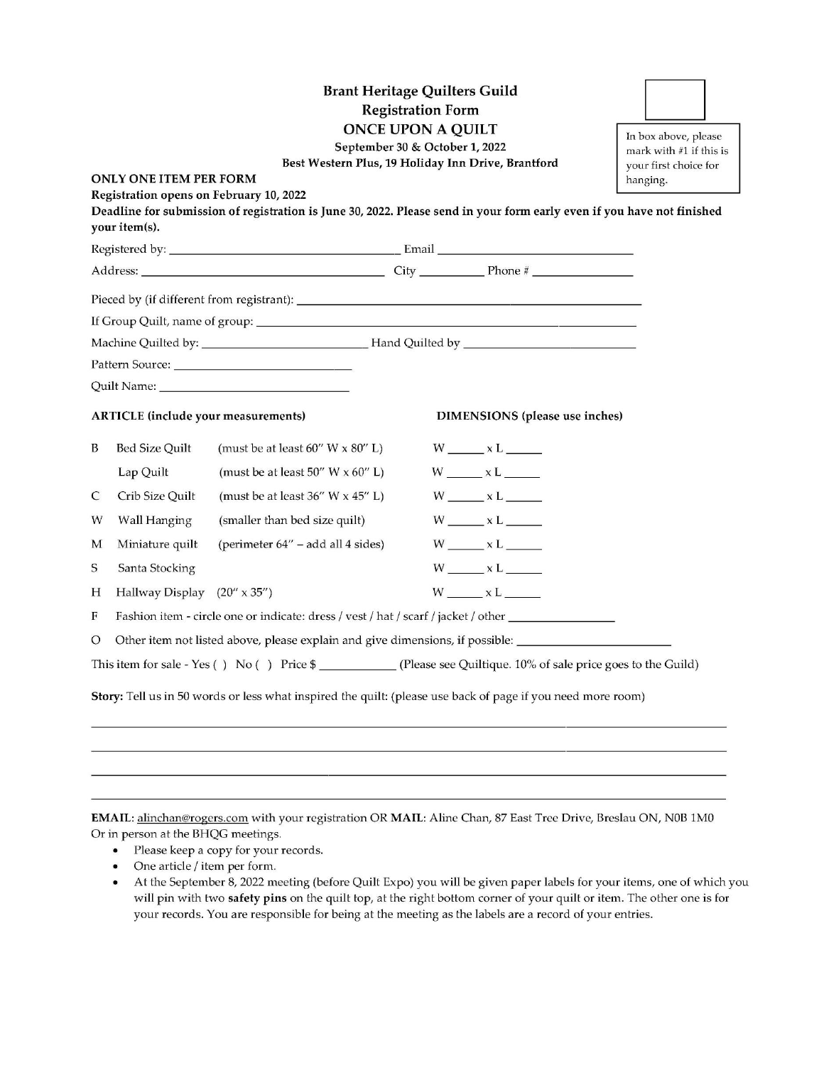# Brant Heritage Quilters Guild
## Registration Form
## ONCE UPON A QUILT

**September 30 & October 1, 2022**
**Best Western Plus, 19 Holiday Inn Drive, Brantford**

In box above, please mark with #1 if this is your first choice for hanging.

**ONLY ONE ITEM PER FORM**

**Registration opens on February 10, 2022**

**Deadline for submission of registration is June 30, 2022. Please send in your form early even if you have not finished your item(s).**

Registered by: ____________________ Email ____________________

Address: ____________________ City __________ Phone # ______________

Pieced by (if different from registrant): ________________________________

If Group Quilt, name of group: ________________________________

Machine Quilted by: ____________________ Hand Quilted by ____________________

Pattern Source: ____________________

Quilt Name: ____________________

| | **ARTICLE (include your measurements)** | | **DIMENSIONS (please use inches)** |
|---|---|---|---|
| B | Bed Size Quilt | (must be at least 60" W x 80" L) | W _____ x L _____ |
| | Lap Quilt | (must be at least 50" W x 60" L) | W _____ x L _____ |
| C | Crib Size Quilt | (must be at least 36" W x 45" L) | W _____ x L _____ |
| W | Wall Hanging | (smaller than bed size quilt) | W _____ x L _____ |
| M | Miniature quilt | (perimeter 64" – add all 4 sides) | W _____ x L _____ |
| S | Santa Stocking | | W _____ x L _____ |
| H | Hallway Display | (20" x 35") | W _____ x L _____ |

F Fashion item - circle one or indicate: dress / vest / hat / scarf / jacket / other ______________

O Other item not listed above, please explain and give dimensions, if possible: ______________

This item for sale - Yes ( ) No ( ) Price $ __________ (Please see Quiltique. 10% of sale price goes to the Guild)

**Story:** Tell us in 50 words or less what inspired the quilt: (please use back of page if you need more room)

________________________________________________________________________

________________________________________________________________________

________________________________________________________________________

________________________________________________________________________

**EMAIL:** alinchan@rogers.com with your registration OR **MAIL:** Aline Chan, 87 East Tree Drive, Breslau ON, N0B 1M0
Or in person at the BHQG meetings.

- Please keep a copy for your records.
- One article / item per form.
- At the September 8, 2022 meeting (before Quilt Expo) you will be given paper labels for your items, one of which you will pin with two **safety pins** on the quilt top, at the right bottom corner of your quilt or item. The other one is for your records. You are responsible for being at the meeting as the labels are a record of your entries.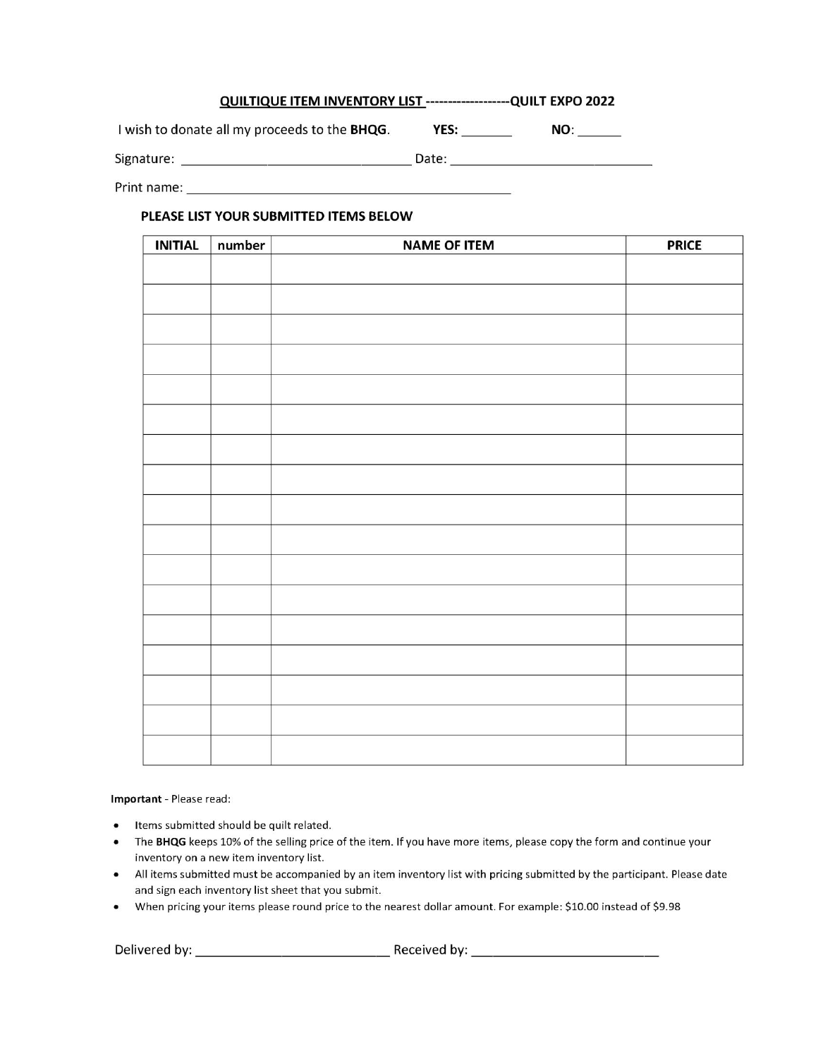## QUILTIQUE ITEM INVENTORY LIST -------------------QUILT EXPO 2022

I wish to donate all my proceeds to the **BHQG**. **YES:** _______ **NO**: ______

Signature: ______________________________ Date: ____________________________

Print name: ____________________________________________

### PLEASE LIST YOUR SUBMITTED ITEMS BELOW

| INITIAL | number | NAME OF ITEM | PRICE |
|---|---|---|---|
| | | | |
| | | | |
| | | | |
| | | | |
| | | | |
| | | | |
| | | | |
| | | | |
| | | | |
| | | | |
| | | | |
| | | | |
| | | | |
| | | | |
| | | | |
| | | | |
| | | | |

**Important** - Please read:

- Items submitted should be quilt related.
- The **BHQG** keeps 10% of the selling price of the item. If you have more items, please copy the form and continue your inventory on a new item inventory list.
- All items submitted must be accompanied by an item inventory list with pricing submitted by the participant. Please date and sign each inventory list sheet that you submit.
- When pricing your items please round price to the nearest dollar amount. For example: $10.00 instead of $9.98

Delivered by: __________________________ Received by: _________________________